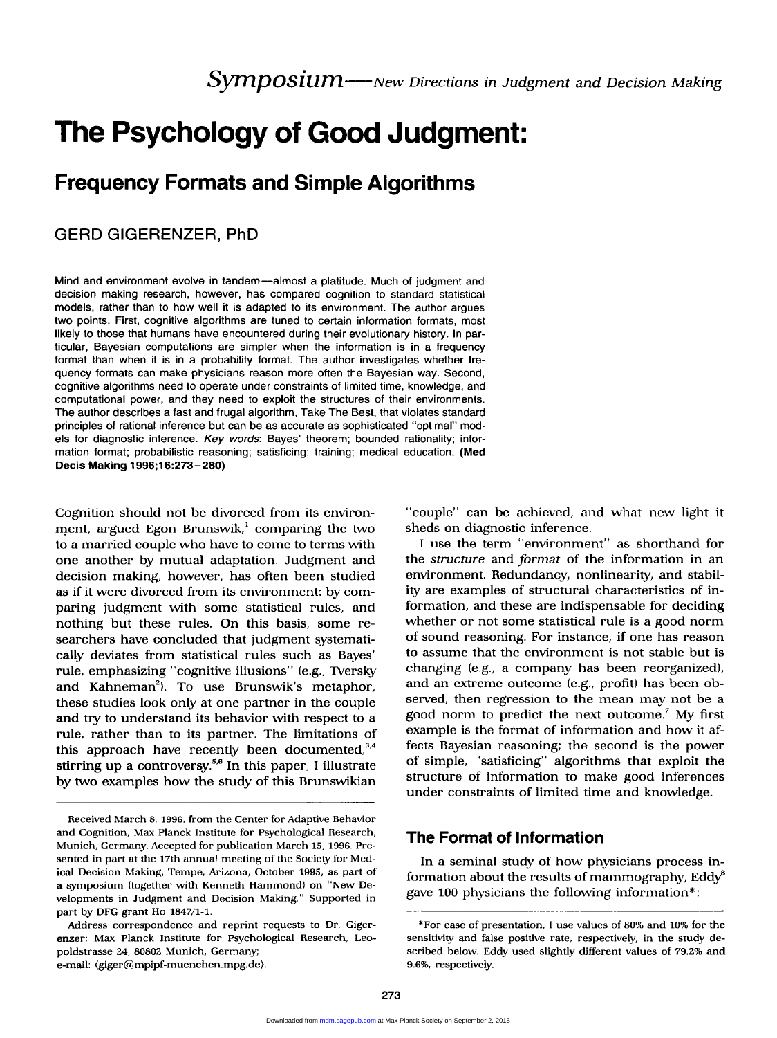*Symposium*—*New Directions in Judgment and Decision Making*

# The Psychology of Good Judgment:

## Frequency Formats and Simple Algorithms

GERD GIGERENZER, PhD

Mind and environment evolve in tandem—almost a platitude. Much of judgment and decision making research, however, has compared cognition to standard statistical models, rather than to how well it is adapted to its environment. The author argues two points. First, cognitive algorithms are tuned to certain information formats, most likely to those that humans have encountered during their evolutionary history. In particular, Bayesian computations are simpler when the information is in a frequency format than when it is in a probability format. The author investigates whether frequency formats can make physicians reason more often the Bayesian way. Second, cognitive algorithms need to operate under constraints of limited time, knowledge, and computational power, and they need to exploit the structures of their environments. The author describes a fast and frugal algorithm, Take The Best, that violates standard principles of rational inference but can be as accurate as sophisticated "optimal" models for diagnostic inference. *Key words*: Bayes' theorem; bounded rationality; information format; probabilistic reasoning; satisficing; training; medical education. **(Med Decis Making 1996;16:273–280)**

Cognition should not be divorced from its environment, argued Egon Brunswik,[1] comparing the two to a married couple who have to come to terms with one another by mutual adaptation. Judgment and decision making, however, has often been studied as if it were divorced from its environment: by comparing judgment with some statistical rules, and nothing but these rules. On this basis, some researchers have concluded that judgment systematically deviates from statistical rules such as Bayes' rule, emphasizing "cognitive illusions" (e.g., Tversky and Kahneman[2]). To use Brunswik's metaphor, these studies look only at one partner in the couple and try to understand its behavior with respect to a rule, rather than to its partner. The limitations of this approach have recently been documented,[3,4] stirring up a controversy.[5,6] In this paper, I illustrate by two examples how the study of this Brunswikian "couple" can be achieved, and what new light it sheds on diagnostic inference.

I use the term "environment" as shorthand for the *structure* and *format* of the information in an environment. Redundancy, nonlinearity, and stability are examples of structural characteristics of information, and these are indispensable for deciding whether or not some statistical rule is a good norm of sound reasoning. For instance, if one has reason to assume that the environment is not stable but is changing (e.g., a company has been reorganized), and an extreme outcome (e.g., profit) has been observed, then regression to the mean may not be a good norm to predict the next outcome.[7] My first example is the format of information and how it affects Bayesian reasoning; the second is the power of simple, "satisficing" algorithms that exploit the structure of information to make good inferences under constraints of limited time and knowledge.

## The Format of Information

In a seminal study of how physicians process information about the results of mammography, Eddy[8] gave 100 physicians the following information*:

Received March 8, 1996, from the Center for Adaptive Behavior and Cognition, Max Planck Institute for Psychological Research, Munich, Germany. Accepted for publication March 15, 1996. Presented in part at the 17th annual meeting of the Society for Medical Decision Making, Tempe, Arizona, October 1995, as part of a symposium (together with Kenneth Hammond) on "New Developments in Judgment and Decision Making." Supported in part by DFG grant Ho 1847/1-1.

Address correspondence and reprint requests to Dr. Gigerenzer: Max Planck Institute for Psychological Research, Leopoldstrasse 24, 80802 Munich, Germany; e-mail: (giger@mpipf-muenchen.mpg.de).

*For ease of presentation, I use values of 80% and 10% for the sensitivity and false positive rate, respectively, in the study described below. Eddy used slightly different values of 79.2% and 9.6%, respectively.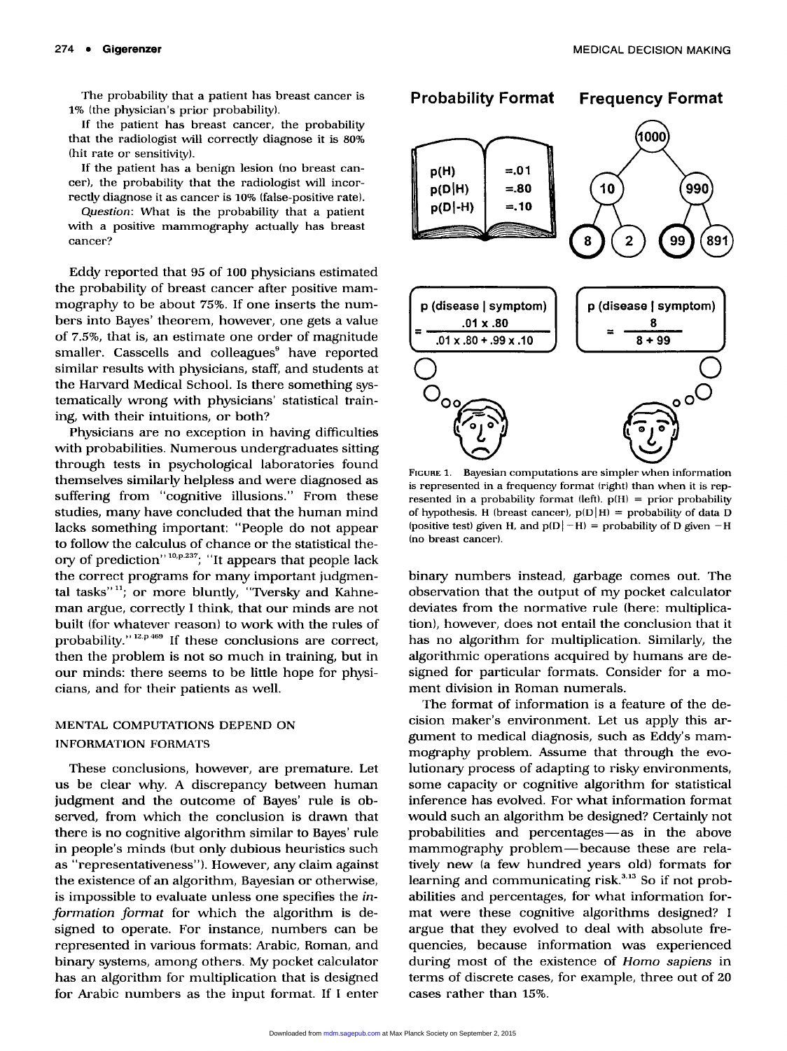The probability that a patient has breast cancer is 1% (the physician's prior probability).

If the patient has breast cancer, the probability that the radiologist will correctly diagnose it is 80% (hit rate or sensitivity).

If the patient has a benign lesion (no breast cancer), the probability that the radiologist will incorrectly diagnose it as cancer is 10% (false-positive rate).

*Question*: What is the probability that a patient with a positive mammography actually has breast cancer?

Eddy reported that 95 of 100 physicians estimated the probability of breast cancer after positive mammography to be about 75%. If one inserts the numbers into Bayes' theorem, however, one gets a value of 7.5%, that is, an estimate one order of magnitude smaller. Casscells and colleagues[9] have reported similar results with physicians, staff, and students at the Harvard Medical School. Is there something systematically wrong with physicians' statistical training, with their intuitions, or both?

Physicians are no exception in having difficulties with probabilities. Numerous undergraduates sitting through tests in psychological laboratories found themselves similarly helpless and were diagnosed as suffering from "cognitive illusions." From these studies, many have concluded that the human mind lacks something important: "People do not appear to follow the calculus of chance or the statistical theory of prediction"[10,p.237]; "It appears that people lack the correct programs for many important judgmental tasks"[11]; or more bluntly, "Tversky and Kahneman argue, correctly I think, that our minds are not built (for whatever reason) to work with the rules of probability."[12,p.469] If these conclusions are correct, then the problem is not so much in training, but in our minds: there seems to be little hope for physicians, and for their patients as well.

## MENTAL COMPUTATIONS DEPEND ON INFORMATION FORMATS

These conclusions, however, are premature. Let us be clear why. A discrepancy between human judgment and the outcome of Bayes' rule is observed, from which the conclusion is drawn that there is no cognitive algorithm similar to Bayes' rule in people's minds (but only dubious heuristics such as "representativeness"). However, any claim against the existence of an algorithm, Bayesian or otherwise, is impossible to evaluate unless one specifies the *information format* for which the algorithm is designed to operate. For instance, numbers can be represented in various formats: Arabic, Roman, and binary systems, among others. My pocket calculator has an algorithm for multiplication that is designed for Arabic numbers as the input format. If I enter binary numbers instead, garbage comes out. The observation that the output of my pocket calculator deviates from the normative rule (here: multiplication), however, does not entail the conclusion that it has no algorithm for multiplication. Similarly, the algorithmic operations acquired by humans are designed for particular formats. Consider for a moment division in Roman numerals.

**Probability Format** | **Frequency Format**

$p(H) = .01$, $p(D|H) = .80$, $p(D|-H) = .10$

Frequency tree: 1000 → 10 (→ 8, 2) and 990 (→ 99, 891)

$$p(\text{disease} \mid \text{symptom}) = \frac{.01 \times .80}{.01 \times .80 + .99 \times .10}$$

$$p(\text{disease} \mid \text{symptom}) = \frac{8}{8 + 99}$$

FIGURE 1. Bayesian computations are simpler when information is represented in a frequency format (right) than when it is represented in a probability format (left). p(H) = prior probability of hypothesis. H (breast cancer), $p(D|H)$ = probability of data D (positive test) given H, and $p(D|-H)$ = probability of D given −H (no breast cancer).

The format of information is a feature of the decision maker's environment. Let us apply this argument to medical diagnosis, such as Eddy's mammography problem. Assume that through the evolutionary process of adapting to risky environments, some capacity or cognitive algorithm for statistical inference has evolved. For what information format would such an algorithm be designed? Certainly not probabilities and percentages—as in the above mammography problem—because these are relatively new (a few hundred years old) formats for learning and communicating risk.[3,13] So if not probabilities and percentages, for what information format were these cognitive algorithms designed? I argue that they evolved to deal with absolute frequencies, because information was experienced during most of the existence of *Homo sapiens* in terms of discrete cases, for example, three out of 20 cases rather than 15%.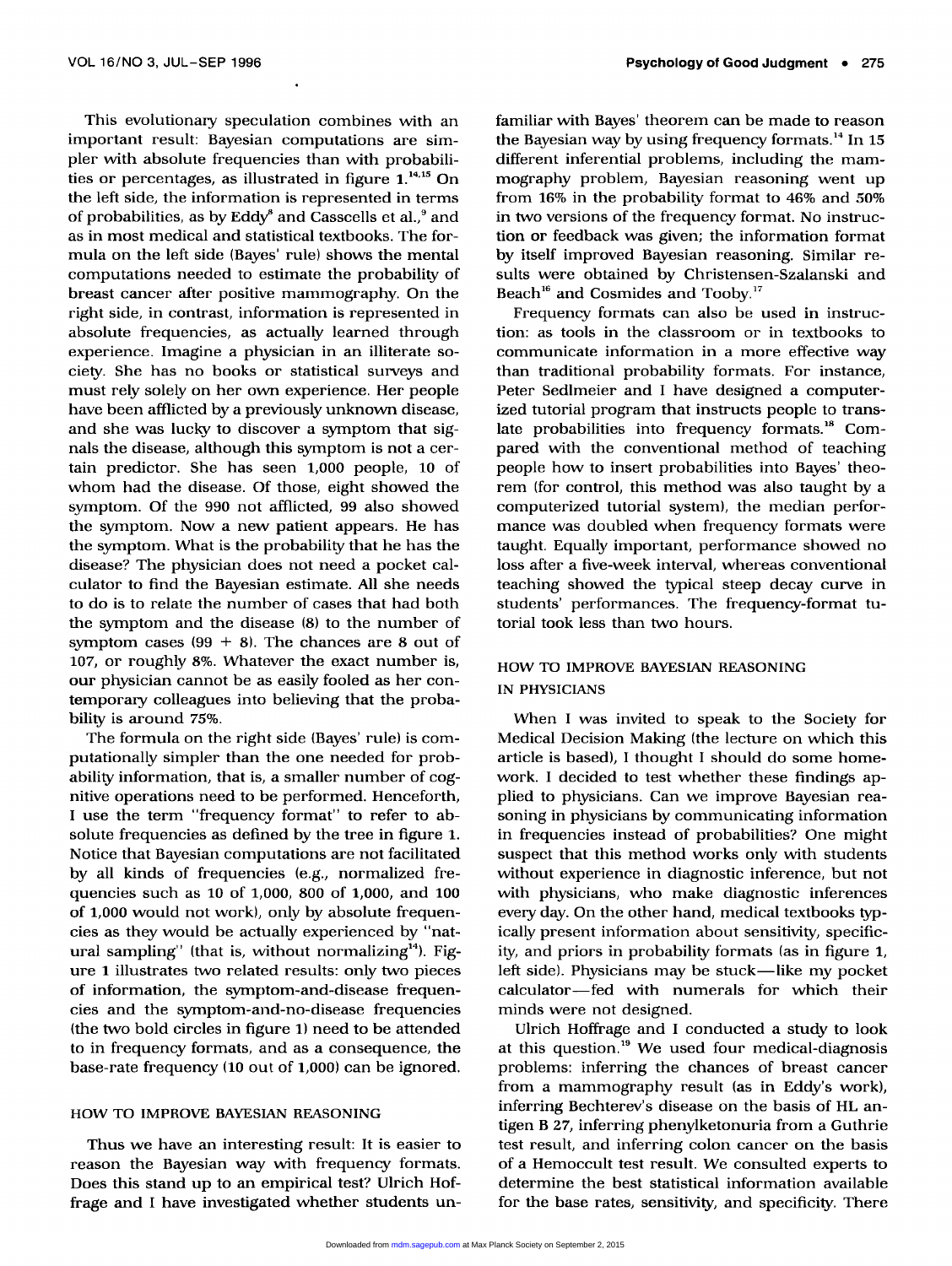This evolutionary speculation combines with an important result: Bayesian computations are simpler with absolute frequencies than with probabilities or percentages, as illustrated in figure 1.[14,15] On the left side, the information is represented in terms of probabilities, as by Eddy[8] and Casscells et al.,[9] and as in most medical and statistical textbooks. The formula on the left side (Bayes' rule) shows the mental computations needed to estimate the probability of breast cancer after positive mammography. On the right side, in contrast, information is represented in absolute frequencies, as actually learned through experience. Imagine a physician in an illiterate society. She has no books or statistical surveys and must rely solely on her own experience. Her people have been afflicted by a previously unknown disease, and she was lucky to discover a symptom that signals the disease, although this symptom is not a certain predictor. She has seen 1,000 people, 10 of whom had the disease. Of those, eight showed the symptom. Of the 990 not afflicted, 99 also showed the symptom. Now a new patient appears. He has the symptom. What is the probability that he has the disease? The physician does not need a pocket calculator to find the Bayesian estimate. All she needs to do is to relate the number of cases that had both the symptom and the disease (8) to the number of symptom cases (99 + 8). The chances are 8 out of 107, or roughly 8%. Whatever the exact number is, our physician cannot be as easily fooled as her contemporary colleagues into believing that the probability is around 75%.

The formula on the right side (Bayes' rule) is computationally simpler than the one needed for probability information, that is, a smaller number of cognitive operations need to be performed. Henceforth, I use the term "frequency format" to refer to absolute frequencies as defined by the tree in figure 1. Notice that Bayesian computations are not facilitated by all kinds of frequencies (e.g., normalized frequencies such as 10 of 1,000, 800 of 1,000, and 100 of 1,000 would not work), only by absolute frequencies as they would be actually experienced by "natural sampling" (that is, without normalizing[14]). Figure 1 illustrates two related results: only two pieces of information, the symptom-and-disease frequencies and the symptom-and-no-disease frequencies (the two bold circles in figure 1) need to be attended to in frequency formats, and as a consequence, the base-rate frequency (10 out of 1,000) can be ignored.

## HOW TO IMPROVE BAYESIAN REASONING

Thus we have an interesting result: It is easier to reason the Bayesian way with frequency formats. Does this stand up to an empirical test? Ulrich Hoffrage and I have investigated whether students unfamiliar with Bayes' theorem can be made to reason the Bayesian way by using frequency formats.[14] In 15 different inferential problems, including the mammography problem, Bayesian reasoning went up from 16% in the probability format to 46% and 50% in two versions of the frequency format. No instruction or feedback was given; the information format by itself improved Bayesian reasoning. Similar results were obtained by Christensen-Szalanski and Beach[16] and Cosmides and Tooby.[17]

Frequency formats can also be used in instruction: as tools in the classroom or in textbooks to communicate information in a more effective way than traditional probability formats. For instance, Peter Sedlmeier and I have designed a computerized tutorial program that instructs people to translate probabilities into frequency formats.[18] Compared with the conventional method of teaching people how to insert probabilities into Bayes' theorem (for control, this method was also taught by a computerized tutorial system), the median performance was doubled when frequency formats were taught. Equally important, performance showed no loss after a five-week interval, whereas conventional teaching showed the typical steep decay curve in students' performances. The frequency-format tutorial took less than two hours.

## HOW TO IMPROVE BAYESIAN REASONING IN PHYSICIANS

When I was invited to speak to the Society for Medical Decision Making (the lecture on which this article is based), I thought I should do some homework. I decided to test whether these findings applied to physicians. Can we improve Bayesian reasoning in physicians by communicating information in frequencies instead of probabilities? One might suspect that this method works only with students without experience in diagnostic inference, but not with physicians, who make diagnostic inferences every day. On the other hand, medical textbooks typically present information about sensitivity, specificity, and priors in probability formats (as in figure 1, left side). Physicians may be stuck—like my pocket calculator—fed with numerals for which their minds were not designed.

Ulrich Hoffrage and I conducted a study to look at this question.[19] We used four medical-diagnosis problems: inferring the chances of breast cancer from a mammography result (as in Eddy's work), inferring Bechterev's disease on the basis of HL antigen B 27, inferring phenylketonuria from a Guthrie test result, and inferring colon cancer on the basis of a Hemoccult test result. We consulted experts to determine the best statistical information available for the base rates, sensitivity, and specificity. There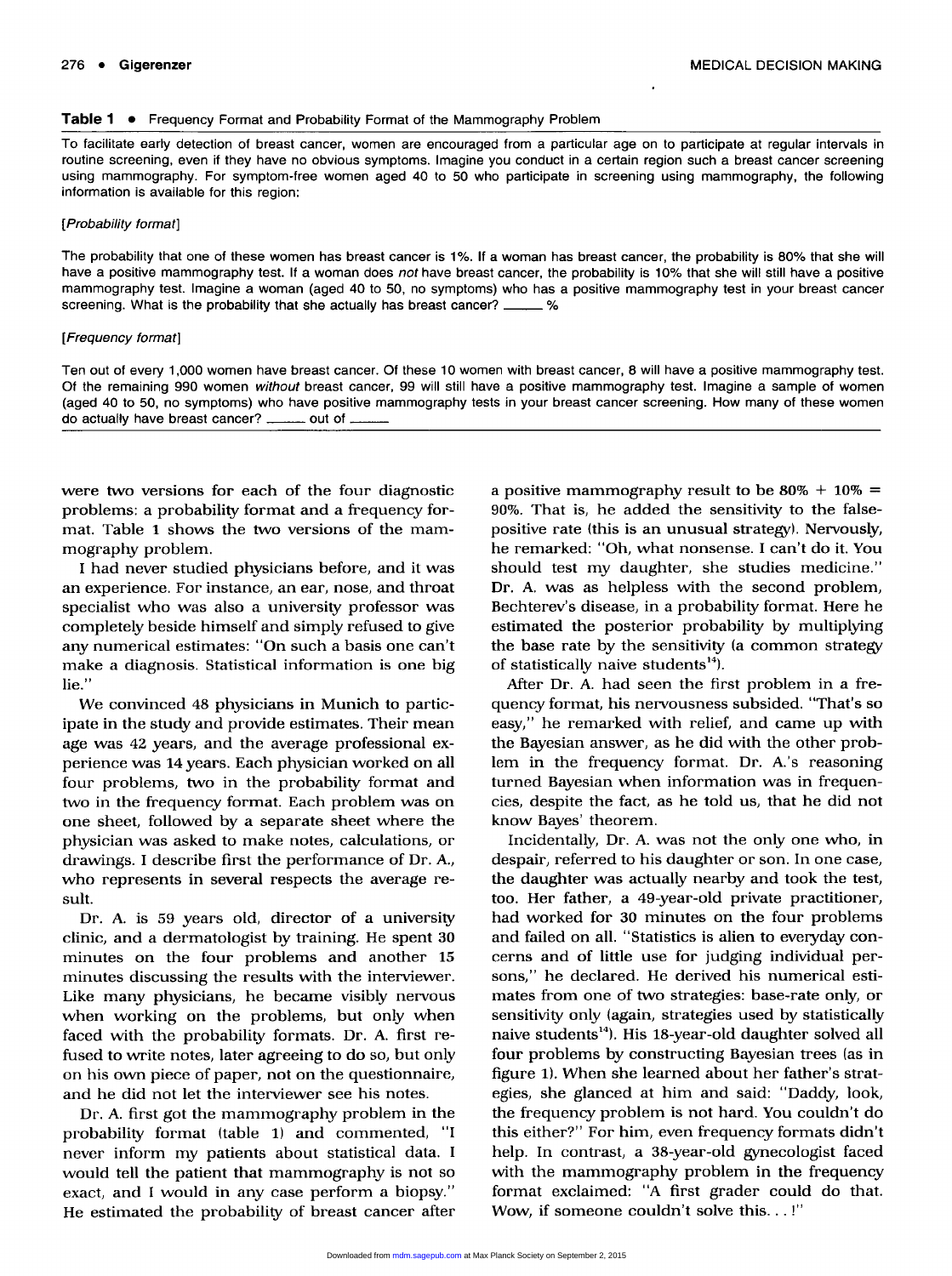**Table 1** • Frequency Format and Probability Format of the Mammography Problem

To facilitate early detection of breast cancer, women are encouraged from a particular age on to participate at regular intervals in routine screening, even if they have no obvious symptoms. Imagine you conduct in a certain region such a breast cancer screening using mammography. For symptom-free women aged 40 to 50 who participate in screening using mammography, the following information is available for this region:

*[Probability format]*

The probability that one of these women has breast cancer is 1%. If a woman has breast cancer, the probability is 80% that she will have a positive mammography test. If a woman does *not* have breast cancer, the probability is 10% that she will still have a positive mammography test. Imagine a woman (aged 40 to 50, no symptoms) who has a positive mammography test in your breast cancer screening. What is the probability that she actually has breast cancer? ____ %

*[Frequency format]*

Ten out of every 1,000 women have breast cancer. Of these 10 women with breast cancer, 8 will have a positive mammography test. Of the remaining 990 women *without* breast cancer, 99 will still have a positive mammography test. Imagine a sample of women (aged 40 to 50, no symptoms) who have positive mammography tests in your breast cancer screening. How many of these women do actually have breast cancer? ____ out of ____

---

were two versions for each of the four diagnostic problems: a probability format and a frequency format. Table 1 shows the two versions of the mammography problem.

I had never studied physicians before, and it was an experience. For instance, an ear, nose, and throat specialist who was also a university professor was completely beside himself and simply refused to give any numerical estimates: "On such a basis one can't make a diagnosis. Statistical information is one big lie."

We convinced 48 physicians in Munich to participate in the study and provide estimates. Their mean age was 42 years, and the average professional experience was 14 years. Each physician worked on all four problems, two in the probability format and two in the frequency format. Each problem was on one sheet, followed by a separate sheet where the physician was asked to make notes, calculations, or drawings. I describe first the performance of Dr. A., who represents in several respects the average result.

Dr. A. is 59 years old, director of a university clinic, and a dermatologist by training. He spent 30 minutes on the four problems and another 15 minutes discussing the results with the interviewer. Like many physicians, he became visibly nervous when working on the problems, but only when faced with the probability formats. Dr. A. first refused to write notes, later agreeing to do so, but only on his own piece of paper, not on the questionnaire, and he did not let the interviewer see his notes.

Dr. A. first got the mammography problem in the probability format (table 1) and commented, "I never inform my patients about statistical data. I would tell the patient that mammography is not so exact, and I would in any case perform a biopsy." He estimated the probability of breast cancer after a positive mammography result to be 80% + 10% = 90%. That is, he added the sensitivity to the false-positive rate (this is an unusual strategy). Nervously, he remarked: "Oh, what nonsense. I can't do it. You should test my daughter, she studies medicine." Dr. A. was as helpless with the second problem, Bechterev's disease, in a probability format. Here he estimated the posterior probability by multiplying the base rate by the sensitivity (a common strategy of statistically naive students[14]).

After Dr. A. had seen the first problem in a frequency format, his nervousness subsided. "That's so easy," he remarked with relief, and came up with the Bayesian answer, as he did with the other problem in the frequency format. Dr. A.'s reasoning turned Bayesian when information was in frequencies, despite the fact, as he told us, that he did not know Bayes' theorem.

Incidentally, Dr. A. was not the only one who, in despair, referred to his daughter or son. In one case, the daughter was actually nearby and took the test, too. Her father, a 49-year-old private practitioner, had worked for 30 minutes on the four problems and failed on all. "Statistics is alien to everyday concerns and of little use for judging individual persons," he declared. He derived his numerical estimates from one of two strategies: base-rate only, or sensitivity only (again, strategies used by statistically naive students[14]). His 18-year-old daughter solved all four problems by constructing Bayesian trees (as in figure 1). When she learned about her father's strategies, she glanced at him and said: "Daddy, look, the frequency problem is not hard. You couldn't do this either?" For him, even frequency formats didn't help. In contrast, a 38-year-old gynecologist faced with the mammography problem in the frequency format exclaimed: "A first grader could do that. Wow, if someone couldn't solve this. . . !"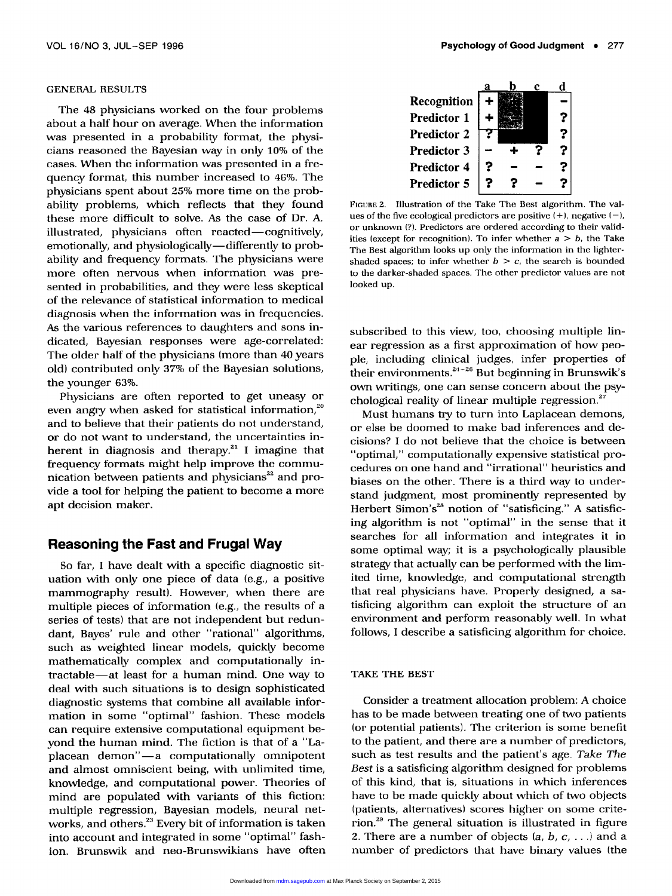### GENERAL RESULTS

The 48 physicians worked on the four problems about a half hour on average. When the information was presented in a probability format, the physicians reasoned the Bayesian way in only 10% of the cases. When the information was presented in a frequency format, this number increased to 46%. The physicians spent about 25% more time on the probability problems, which reflects that they found these more difficult to solve. As the case of Dr. A. illustrated, physicians often reacted—cognitively, emotionally, and physiologically—differently to probability and frequency formats. The physicians were more often nervous when information was presented in probabilities, and they were less skeptical of the relevance of statistical information to medical diagnosis when the information was in frequencies. As the various references to daughters and sons indicated, Bayesian responses were age-correlated: The older half of the physicians (more than 40 years old) contributed only 37% of the Bayesian solutions, the younger 63%.

Physicians are often reported to get uneasy or even angry when asked for statistical information,[20] and to believe that their patients do not understand, or do not want to understand, the uncertainties inherent in diagnosis and therapy.[21] I imagine that frequency formats might help improve the communication between patients and physicians[22] and provide a tool for helping the patient to become a more apt decision maker.

## Reasoning the Fast and Frugal Way

So far, I have dealt with a specific diagnostic situation with only one piece of data (e.g., a positive mammography result). However, when there are multiple pieces of information (e.g., the results of a series of tests) that are not independent but redundant, Bayes' rule and other "rational" algorithms, such as weighted linear models, quickly become mathematically complex and computationally intractable—at least for a human mind. One way to deal with such situations is to design sophisticated diagnostic systems that combine all available information in some "optimal" fashion. These models can require extensive computational equipment beyond the human mind. The fiction is that of a "Laplacean demon"—a computationally omnipotent and almost omniscient being, with unlimited time, knowledge, and computational power. Theories of mind are populated with variants of this fiction: multiple regression, Bayesian models, neural networks, and others.[23] Every bit of information is taken into account and integrated in some "optimal" fashion. Brunswik and neo-Brunswikians have often subscribed to this view, too, choosing multiple linear regression as a first approximation of how people, including clinical judges, infer properties of their environments.[24–26] But beginning in Brunswik's own writings, one can sense concern about the psychological reality of linear multiple regression.[27]

|  | a | b | c | d |
|---|---|---|---|---|
| Recognition | + |  |  | − |
| Predictor 1 | + |  |  | ? |
| Predictor 2 | ? |  |  | ? |
| Predictor 3 | − | + | ? | ? |
| Predictor 4 | ? | − | − | ? |
| Predictor 5 | ? | ? | − | ? |

FIGURE 2. Illustration of the Take The Best algorithm. The values of the five ecological predictors are positive (+), negative (−), or unknown (?). Predictors are ordered according to their validities (except for recognition). To infer whether $a > b$, the Take The Best algorithm looks up only the information in the lighter-shaded spaces; to infer whether $b > c$, the search is bounded to the darker-shaded spaces. The other predictor values are not looked up.

Must humans try to turn into Laplacean demons, or else be doomed to make bad inferences and decisions? I do not believe that the choice is between "optimal," computationally expensive statistical procedures on one hand and "irrational" heuristics and biases on the other. There is a third way to understand judgment, most prominently represented by Herbert Simon's[28] notion of "satisficing." A satisficing algorithm is not "optimal" in the sense that it searches for all information and integrates it in some optimal way; it is a psychologically plausible strategy that actually can be performed with the limited time, knowledge, and computational strength that real physicians have. Properly designed, a satisficing algorithm can exploit the structure of an environment and perform reasonably well. In what follows, I describe a satisficing algorithm for choice.

### TAKE THE BEST

Consider a treatment allocation problem: A choice has to be made between treating one of two patients (or potential patients). The criterion is some benefit to the patient, and there are a number of predictors, such as test results and the patient's age. *Take The Best* is a satisficing algorithm designed for problems of this kind, that is, situations in which inferences have to be made quickly about which of two objects (patients, alternatives) scores higher on some criterion.[29] The general situation is illustrated in figure 2. There are a number of objects ($a$, $b$, $c$, . . .) and a number of predictors that have binary values (the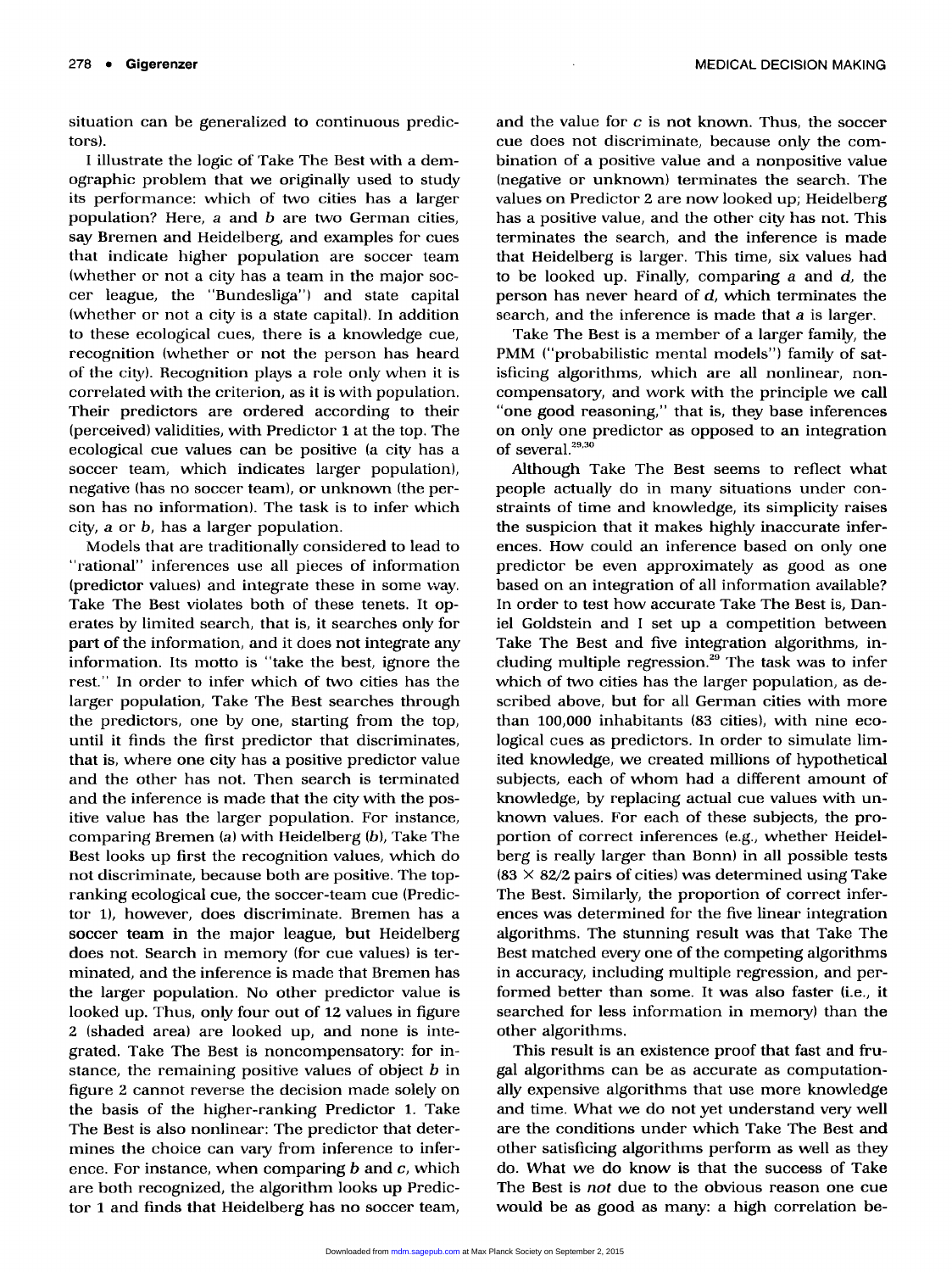situation can be generalized to continuous predictors).

I illustrate the logic of Take The Best with a demographic problem that we originally used to study its performance: which of two cities has a larger population? Here, *a* and *b* are two German cities, say Bremen and Heidelberg, and examples for cues that indicate higher population are soccer team (whether or not a city has a team in the major soccer league, the "Bundesliga") and state capital (whether or not a city is a state capital). In addition to these ecological cues, there is a knowledge cue, recognition (whether or not the person has heard of the city). Recognition plays a role only when it is correlated with the criterion, as it is with population. Their predictors are ordered according to their (perceived) validities, with Predictor 1 at the top. The ecological cue values can be positive (a city has a soccer team, which indicates larger population), negative (has no soccer team), or unknown (the person has no information). The task is to infer which city, *a* or *b*, has a larger population.

Models that are traditionally considered to lead to "rational" inferences use all pieces of information (predictor values) and integrate these in some way. Take The Best violates both of these tenets. It operates by limited search, that is, it searches only for part of the information, and it does not integrate any information. Its motto is "take the best, ignore the rest." In order to infer which of two cities has the larger population, Take The Best searches through the predictors, one by one, starting from the top, until it finds the first predictor that discriminates, that is, where one city has a positive predictor value and the other has not. Then search is terminated and the inference is made that the city with the positive value has the larger population. For instance, comparing Bremen (*a*) with Heidelberg (*b*), Take The Best looks up first the recognition values, which do not discriminate, because both are positive. The top-ranking ecological cue, the soccer-team cue (Predictor 1), however, does discriminate. Bremen has a soccer team in the major league, but Heidelberg does not. Search in memory (for cue values) is terminated, and the inference is made that Bremen has the larger population. No other predictor value is looked up. Thus, only four out of 12 values in figure 2 (shaded area) are looked up, and none is integrated. Take The Best is noncompensatory: for instance, the remaining positive values of object *b* in figure 2 cannot reverse the decision made solely on the basis of the higher-ranking Predictor 1. Take The Best is also nonlinear: The predictor that determines the choice can vary from inference to inference. For instance, when comparing *b* and *c*, which are both recognized, the algorithm looks up Predictor 1 and finds that Heidelberg has no soccer team, and the value for *c* is not known. Thus, the soccer cue does not discriminate, because only the combination of a positive value and a nonpositive value (negative or unknown) terminates the search. The values on Predictor 2 are now looked up; Heidelberg has a positive value, and the other city has not. This terminates the search, and the inference is made that Heidelberg is larger. This time, six values had to be looked up. Finally, comparing *a* and *d*, the person has never heard of *d*, which terminates the search, and the inference is made that *a* is larger.

Take The Best is a member of a larger family, the PMM ("probabilistic mental models") family of satisficing algorithms, which are all nonlinear, noncompensatory, and work with the principle we call "one good reasoning," that is, they base inferences on only one predictor as opposed to an integration of several.[29,30]

Although Take The Best seems to reflect what people actually do in many situations under constraints of time and knowledge, its simplicity raises the suspicion that it makes highly inaccurate inferences. How could an inference based on only one predictor be even approximately as good as one based on an integration of all information available? In order to test how accurate Take The Best is, Daniel Goldstein and I set up a competition between Take The Best and five integration algorithms, including multiple regression.[29] The task was to infer which of two cities has the larger population, as described above, but for all German cities with more than 100,000 inhabitants (83 cities), with nine ecological cues as predictors. In order to simulate limited knowledge, we created millions of hypothetical subjects, each of whom had a different amount of knowledge, by replacing actual cue values with unknown values. For each of these subjects, the proportion of correct inferences (e.g., whether Heidelberg is really larger than Bonn) in all possible tests ($83 \times 82/2$ pairs of cities) was determined using Take The Best. Similarly, the proportion of correct inferences was determined for the five linear integration algorithms. The stunning result was that Take The Best matched every one of the competing algorithms in accuracy, including multiple regression, and performed better than some. It was also faster (i.e., it searched for less information in memory) than the other algorithms.

This result is an existence proof that fast and frugal algorithms can be as accurate as computationally expensive algorithms that use more knowledge and time. What we do not yet understand very well are the conditions under which Take The Best and other satisficing algorithms perform as well as they do. What we do know is that the success of Take The Best is *not* due to the obvious reason one cue would be as good as many: a high correlation be-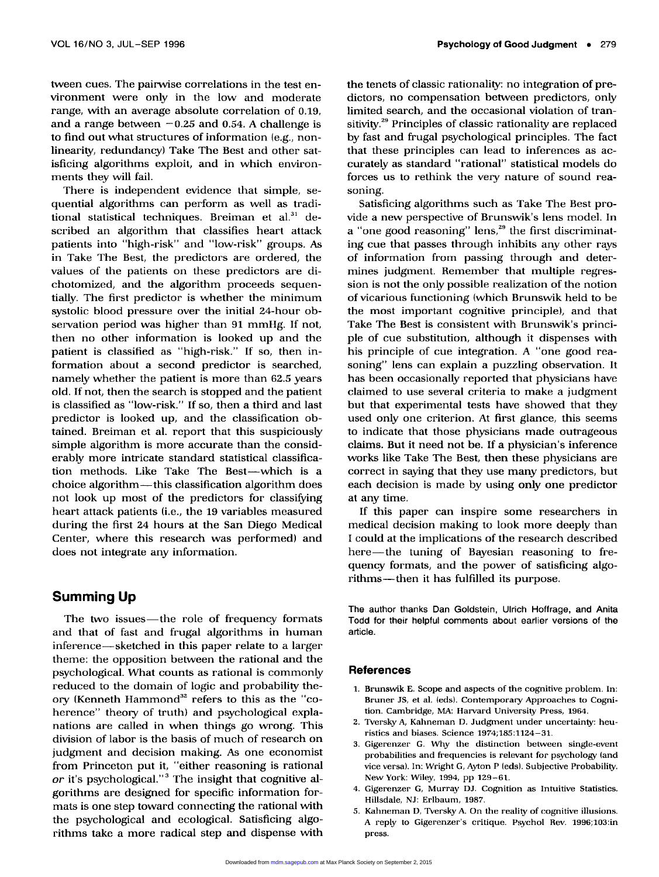tween cues. The pairwise correlations in the test environment were only in the low and moderate range, with an average absolute correlation of 0.19, and a range between −0.25 and 0.54. A challenge is to find out what structures of information (e.g., nonlinearity, redundancy) Take The Best and other satisficing algorithms exploit, and in which environments they will fail.

There is independent evidence that simple, sequential algorithms can perform as well as traditional statistical techniques. Breiman et al.[31] described an algorithm that classifies heart attack patients into "high-risk" and "low-risk" groups. As in Take The Best, the predictors are ordered, the values of the patients on these predictors are dichotomized, and the algorithm proceeds sequentially. The first predictor is whether the minimum systolic blood pressure over the initial 24-hour observation period was higher than 91 mmHg. If not, then no other information is looked up and the patient is classified as "high-risk." If so, then information about a second predictor is searched, namely whether the patient is more than 62.5 years old. If not, then the search is stopped and the patient is classified as "low-risk." If so, then a third and last predictor is looked up, and the classification obtained. Breiman et al. report that this suspiciously simple algorithm is more accurate than the considerably more intricate standard statistical classification methods. Like Take The Best—which is a choice algorithm—this classification algorithm does not look up most of the predictors for classifying heart attack patients (i.e., the 19 variables measured during the first 24 hours at the San Diego Medical Center, where this research was performed) and does not integrate any information.

## Summing Up

The two issues—the role of frequency formats and that of fast and frugal algorithms in human inference—sketched in this paper relate to a larger theme: the opposition between the rational and the psychological. What counts as rational is commonly reduced to the domain of logic and probability theory (Kenneth Hammond[32] refers to this as the "coherence" theory of truth) and psychological explanations are called in when things go wrong. This division of labor is the basis of much of research on judgment and decision making. As one economist from Princeton put it, "either reasoning is rational *or* it's psychological."[3] The insight that cognitive algorithms are designed for specific information formats is one step toward connecting the rational with the psychological and ecological. Satisficing algorithms take a more radical step and dispense with the tenets of classic rationality: no integration of predictors, no compensation between predictors, only limited search, and the occasional violation of transitivity.[29] Principles of classic rationality are replaced by fast and frugal psychological principles. The fact that these principles can lead to inferences as accurately as standard "rational" statistical models do forces us to rethink the very nature of sound reasoning.

Satisficing algorithms such as Take The Best provide a new perspective of Brunswik's lens model. In a "one good reasoning" lens,[29] the first discriminating cue that passes through inhibits any other rays of information from passing through and determines judgment. Remember that multiple regression is not the only possible realization of the notion of vicarious functioning (which Brunswik held to be the most important cognitive principle), and that Take The Best is consistent with Brunswik's principle of cue substitution, although it dispenses with his principle of cue integration. A "one good reasoning" lens can explain a puzzling observation. It has been occasionally reported that physicians have claimed to use several criteria to make a judgment but that experimental tests have showed that they used only one criterion. At first glance, this seems to indicate that those physicians made outrageous claims. But it need not be. If a physician's inference works like Take The Best, then these physicians are correct in saying that they use many predictors, but each decision is made by using only one predictor at any time.

If this paper can inspire some researchers in medical decision making to look more deeply than I could at the implications of the research described here—the tuning of Bayesian reasoning to frequency formats, and the power of satisficing algorithms—then it has fulfilled its purpose.

The author thanks Dan Goldstein, Ulrich Hoffrage, and Anita Todd for their helpful comments about earlier versions of the article.

### References

1. Brunswik E. Scope and aspects of the cognitive problem. In: Bruner JS, et al. (eds). Contemporary Approaches to Cognition. Cambridge, MA: Harvard University Press, 1964.
2. Tversky A, Kahneman D. Judgment under uncertainty: heuristics and biases. Science 1974;185:1124–31.
3. Gigerenzer G. Why the distinction between single-event probabilities and frequencies is relevant for psychology (and vice versa). In: Wright G, Ayton P (eds). Subjective Probability. New York: Wiley, 1994, pp 129–61.
4. Gigerenzer G, Murray DJ. Cognition as Intuitive Statistics. Hillsdale, NJ: Erlbaum, 1987.
5. Kahneman D, Tversky A. On the reality of cognitive illusions. A reply to Gigerenzer's critique. Psychol Rev. 1996;103:in press.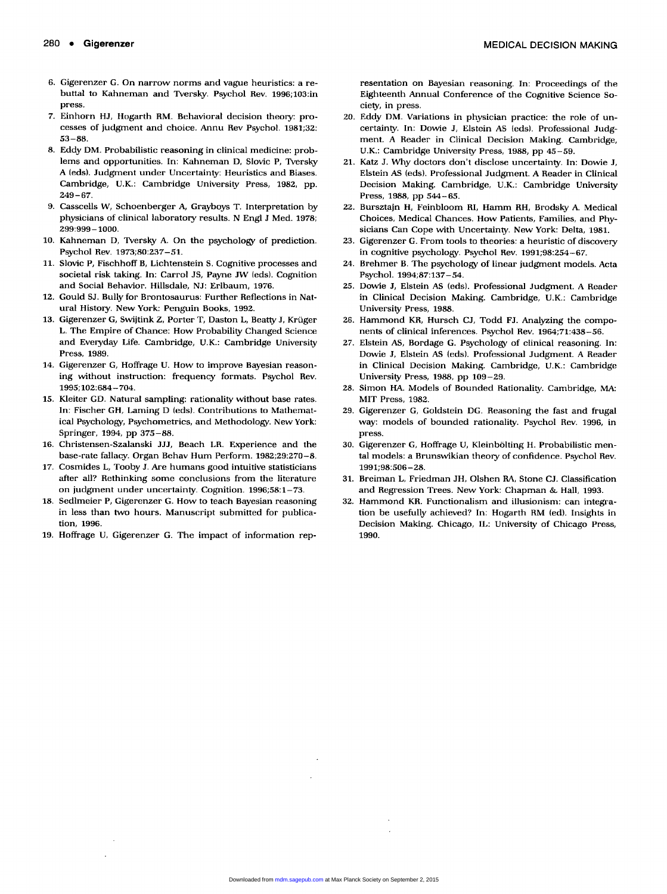6. Gigerenzer G. On narrow norms and vague heuristics: a rebuttal to Kahneman and Tversky. Psychol Rev. 1996;103:in press.
7. Einhorn HJ, Hogarth RM. Behavioral decision theory: processes of judgment and choice. Annu Rev Psychol. 1981;32:53–88.
8. Eddy DM. Probabilistic reasoning in clinical medicine: problems and opportunities. In: Kahneman D, Slovic P, Tversky A (eds). Judgment under Uncertainty: Heuristics and Biases. Cambridge, U.K.: Cambridge University Press, 1982, pp. 249–67.
9. Casscells W, Schoenberger A, Grayboys T. Interpretation by physicians of clinical laboratory results. N Engl J Med. 1978;299:999–1000.
10. Kahneman D, Tversky A. On the psychology of prediction. Psychol Rev. 1973;80:237–51.
11. Slovic P, Fischhoff B, Lichtenstein S. Cognitive processes and societal risk taking. In: Carrol JS, Payne JW (eds). Cognition and Social Behavior. Hillsdale, NJ: Erlbaum, 1976.
12. Gould SJ. Bully for Brontosaurus: Further Reflections in Natural History. New York: Penguin Books, 1992.
13. Gigerenzer G, Swijtink Z, Porter T, Daston L, Beatty J, Krüger L. The Empire of Chance: How Probability Changed Science and Everyday Life. Cambridge, U.K.: Cambridge University Press, 1989.
14. Gigerenzer G, Hoffrage U. How to improve Bayesian reasoning without instruction: frequency formats. Psychol Rev. 1995;102:684–704.
15. Kleiter GD. Natural sampling: rationality without base rates. In: Fischer GH, Laming D (eds). Contributions to Mathematical Psychology, Psychometrics, and Methodology. New York: Springer, 1994, pp 375–88.
16. Christensen-Szalanski JJJ, Beach LR. Experience and the base-rate fallacy. Organ Behav Hum Perform. 1982;29:270–8.
17. Cosmides L, Tooby J. Are humans good intuitive statisticians after all? Rethinking some conclusions from the literature on judgment under uncertainty. Cognition. 1996;58:1–73.
18. Sedlmeier P, Gigerenzer G. How to teach Bayesian reasoning in less than two hours. Manuscript submitted for publication, 1996.
19. Hoffrage U, Gigerenzer G. The impact of information representation on Bayesian reasoning. In: Proceedings of the Eighteenth Annual Conference of the Cognitive Science Society, in press.
20. Eddy DM. Variations in physician practice: the role of uncertainty. In: Dowie J, Elstein AS (eds). Professional Judgment. A Reader in Clinical Decision Making. Cambridge, U.K.: Cambridge University Press, 1988, pp 45–59.
21. Katz J. Why doctors don't disclose uncertainty. In: Dowie J, Elstein AS (eds). Professional Judgment. A Reader in Clinical Decision Making. Cambridge, U.K.: Cambridge University Press, 1988, pp 544–65.
22. Bursztajn H, Feinbloom RI, Hamm RH, Brodsky A. Medical Choices, Medical Chances. How Patients, Families, and Physicians Can Cope with Uncertainty. New York: Delta, 1981.
23. Gigerenzer G. From tools to theories: a heuristic of discovery in cognitive psychology. Psychol Rev. 1991;98:254–67.
24. Brehmer B. The psychology of linear judgment models. Acta Psychol. 1994;87:137–54.
25. Dowie J, Elstein AS (eds). Professional Judgment. A Reader in Clinical Decision Making. Cambridge, U.K.: Cambridge University Press, 1988.
26. Hammond KR, Hursch CJ, Todd FJ. Analyzing the components of clinical inferences. Psychol Rev. 1964;71:438–56.
27. Elstein AS, Bordage G. Psychology of clinical reasoning. In: Dowie J, Elstein AS (eds). Professional Judgment. A Reader in Clinical Decision Making. Cambridge, U.K.: Cambridge University Press, 1988, pp 109–29.
28. Simon HA. Models of Bounded Rationality. Cambridge, MA: MIT Press, 1982.
29. Gigerenzer G, Goldstein DG. Reasoning the fast and frugal way: models of bounded rationality. Psychol Rev. 1996, in press.
30. Gigerenzer G, Hoffrage U, Kleinbölting H. Probabilistic mental models: a Brunswikian theory of confidence. Psychol Rev. 1991;98:506–28.
31. Breiman L, Friedman JH, Olshen RA, Stone CJ. Classification and Regression Trees. New York: Chapman & Hall, 1993.
32. Hammond KR. Functionalism and illusionism: can integration be usefully achieved? In: Hogarth RM (ed). Insights in Decision Making. Chicago, IL: University of Chicago Press, 1990.